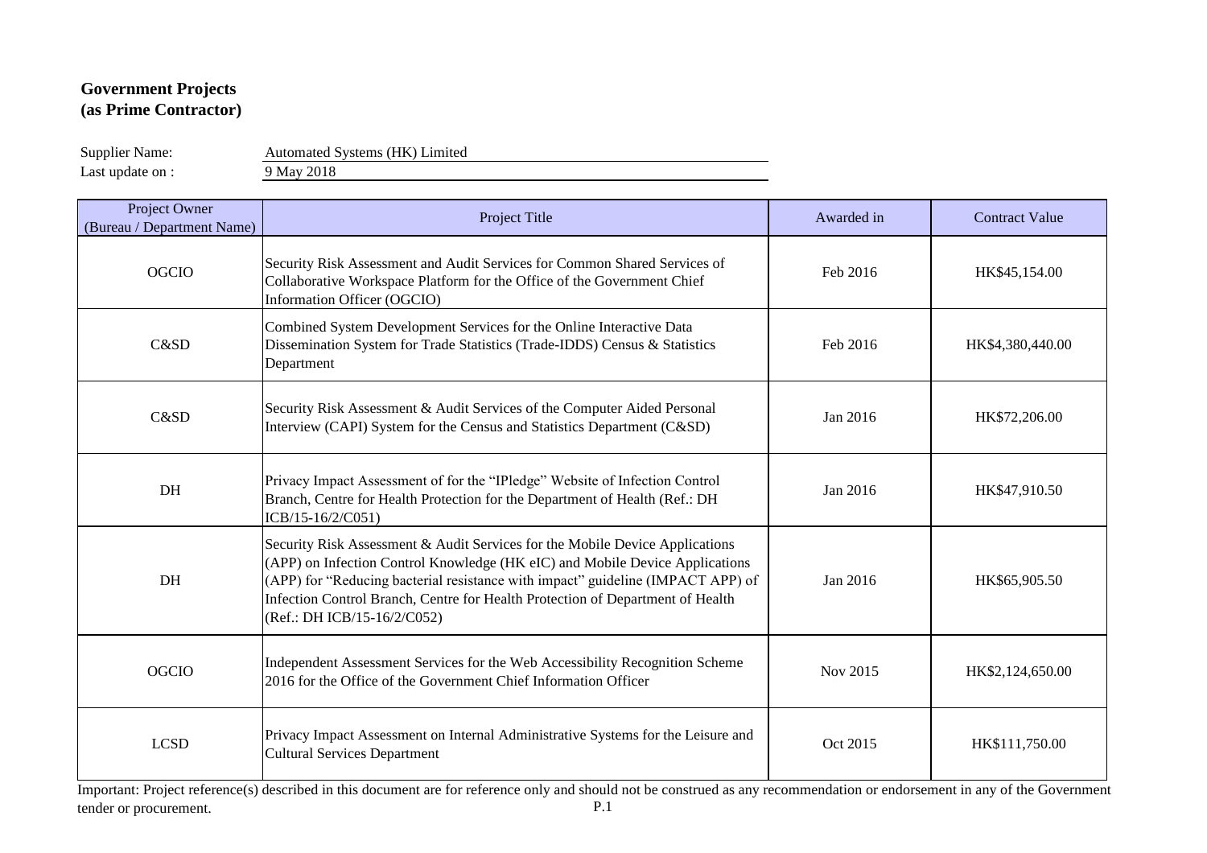## Government Projects
## (as Prime Contractor)

Supplier Name: Automated Systems (HK) Limited

Last update on : 9 May 2018

| Project Owner (Bureau / Department Name) | Project Title | Awarded in | Contract Value |
|---|---|---|---|
| OGCIO | Security Risk Assessment and Audit Services for Common Shared Services of Collaborative Workspace Platform for the Office of the Government Chief Information Officer (OGCIO) | Feb 2016 | HK$45,154.00 |
| C&SD | Combined System Development Services for the Online Interactive Data Dissemination System for Trade Statistics (Trade-IDDS) Census & Statistics Department | Feb 2016 | HK$4,380,440.00 |
| C&SD | Security Risk Assessment & Audit Services of the Computer Aided Personal Interview (CAPI) System for the Census and Statistics Department (C&SD) | Jan 2016 | HK$72,206.00 |
| DH | Privacy Impact Assessment of for the "IPledge" Website of Infection Control Branch, Centre for Health Protection for the Department of Health (Ref.: DH ICB/15-16/2/C051) | Jan 2016 | HK$47,910.50 |
| DH | Security Risk Assessment & Audit Services for the Mobile Device Applications (APP) on Infection Control Knowledge (HK eIC) and Mobile Device Applications (APP) for "Reducing bacterial resistance with impact" guideline (IMPACT APP) of Infection Control Branch, Centre for Health Protection of Department of Health (Ref.: DH ICB/15-16/2/C052) | Jan 2016 | HK$65,905.50 |
| OGCIO | Independent Assessment Services for the Web Accessibility Recognition Scheme 2016 for the Office of the Government Chief Information Officer | Nov 2015 | HK$2,124,650.00 |
| LCSD | Privacy Impact Assessment on Internal Administrative Systems for the Leisure and Cultural Services Department | Oct 2015 | HK$111,750.00 |

Important: Project reference(s) described in this document are for reference only and should not be construed as any recommendation or endorsement in any of the Government tender or procurement.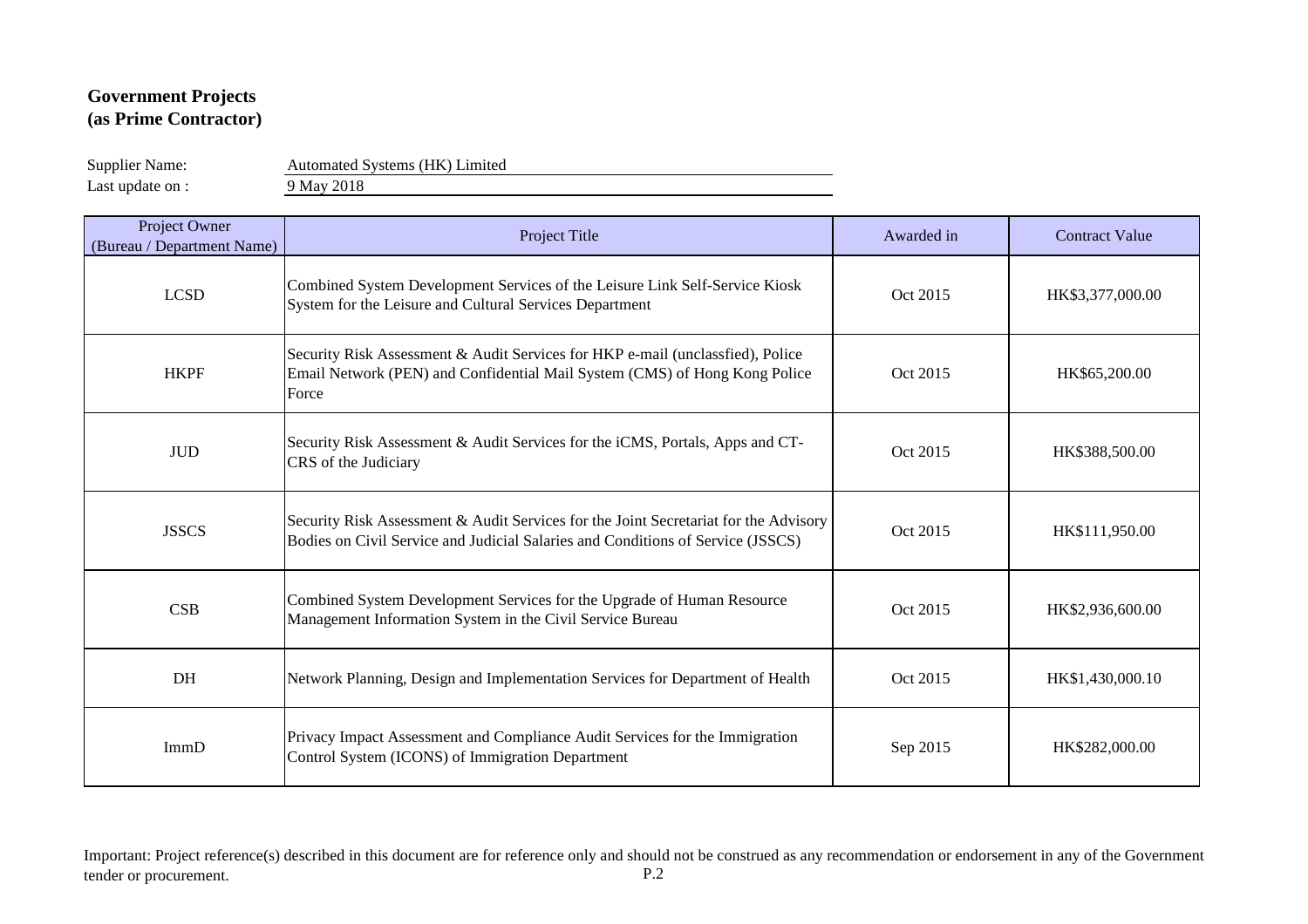## Government Projects
## (as Prime Contractor)

Supplier Name: Automated Systems (HK) Limited

Last update on : 9 May 2018

| Project Owner (Bureau / Department Name) | Project Title | Awarded in | Contract Value |
|---|---|---|---|
| LCSD | Combined System Development Services of the Leisure Link Self-Service Kiosk System for the Leisure and Cultural Services Department | Oct 2015 | HK$3,377,000.00 |
| HKPF | Security Risk Assessment & Audit Services for HKP e-mail (unclassfied), Police Email Network (PEN) and Confidential Mail System (CMS) of Hong Kong Police Force | Oct 2015 | HK$65,200.00 |
| JUD | Security Risk Assessment & Audit Services for the iCMS, Portals, Apps and CT-CRS of the Judiciary | Oct 2015 | HK$388,500.00 |
| JSSCS | Security Risk Assessment & Audit Services for the Joint Secretariat for the Advisory Bodies on Civil Service and Judicial Salaries and Conditions of Service (JSSCS) | Oct 2015 | HK$111,950.00 |
| CSB | Combined System Development Services for the Upgrade of Human Resource Management Information System in the Civil Service Bureau | Oct 2015 | HK$2,936,600.00 |
| DH | Network Planning, Design and Implementation Services for Department of Health | Oct 2015 | HK$1,430,000.10 |
| ImmD | Privacy Impact Assessment and Compliance Audit Services for the Immigration Control System (ICONS) of Immigration Department | Sep 2015 | HK$282,000.00 |

Important: Project reference(s) described in this document are for reference only and should not be construed as any recommendation or endorsement in any of the Government tender or procurement.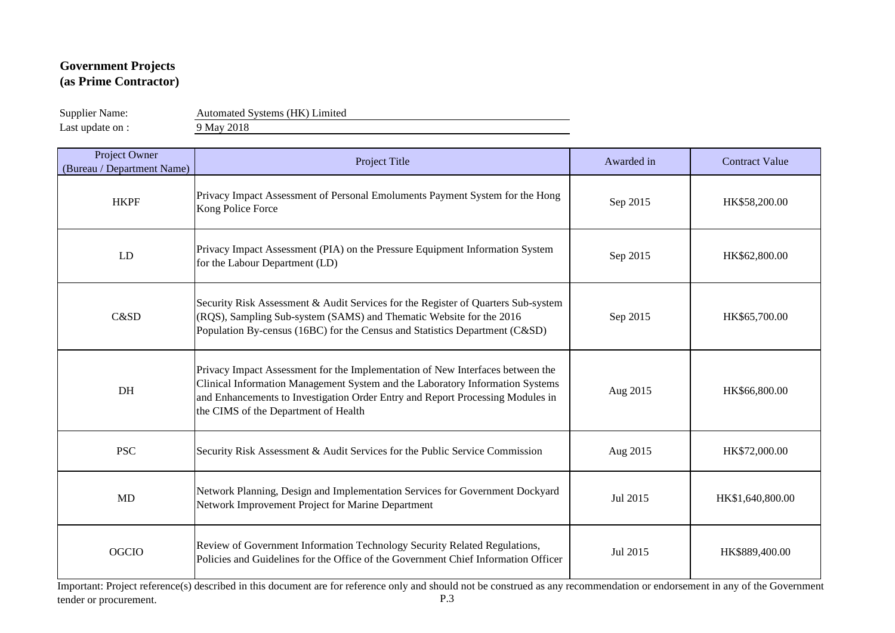**Government Projects**
**(as Prime Contractor)**

Supplier Name: Automated Systems (HK) Limited
Last update on : 9 May 2018

| Project Owner (Bureau / Department Name) | Project Title | Awarded in | Contract Value |
| --- | --- | --- | --- |
| HKPF | Privacy Impact Assessment of Personal Emoluments Payment System for the Hong Kong Police Force | Sep 2015 | HK$58,200.00 |
| LD | Privacy Impact Assessment (PIA) on the Pressure Equipment Information System for the Labour Department (LD) | Sep 2015 | HK$62,800.00 |
| C&SD | Security Risk Assessment & Audit Services for the Register of Quarters Sub-system (RQS), Sampling Sub-system (SAMS) and Thematic Website for the 2016 Population By-census (16BC) for the Census and Statistics Department (C&SD) | Sep 2015 | HK$65,700.00 |
| DH | Privacy Impact Assessment for the Implementation of New Interfaces between the Clinical Information Management System and the Laboratory Information Systems and Enhancements to Investigation Order Entry and Report Processing Modules in the CIMS of the Department of Health | Aug 2015 | HK$66,800.00 |
| PSC | Security Risk Assessment & Audit Services for the Public Service Commission | Aug 2015 | HK$72,000.00 |
| MD | Network Planning, Design and Implementation Services for Government Dockyard Network Improvement Project for Marine Department | Jul 2015 | HK$1,640,800.00 |
| OGCIO | Review of Government Information Technology Security Related Regulations, Policies and Guidelines for the Office of the Government Chief Information Officer | Jul 2015 | HK$889,400.00 |

Important: Project reference(s) described in this document are for reference only and should not be construed as any recommendation or endorsement in any of the Government tender or procurement.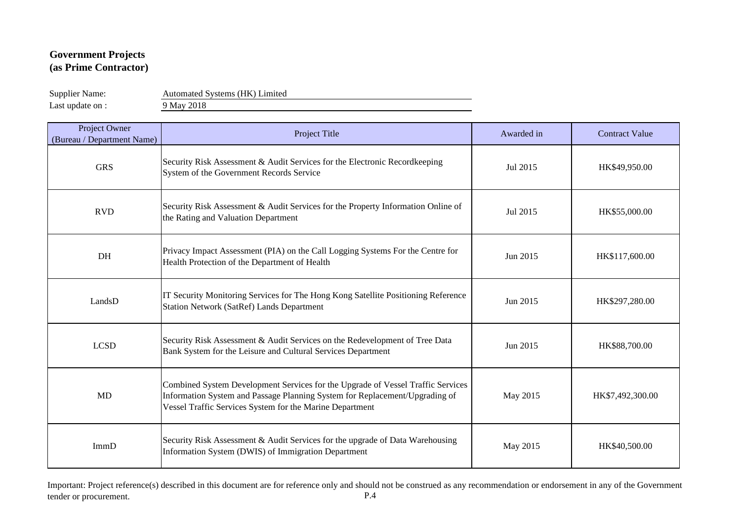**Government Projects**
**(as Prime Contractor)**

Supplier Name: Automated Systems (HK) Limited
Last update on : 9 May 2018

| Project Owner (Bureau / Department Name) | Project Title | Awarded in | Contract Value |
|---|---|---|---|
| GRS | Security Risk Assessment & Audit Services for the Electronic Recordkeeping System of the Government Records Service | Jul 2015 | HK$49,950.00 |
| RVD | Security Risk Assessment & Audit Services for the Property Information Online of the Rating and Valuation Department | Jul 2015 | HK$55,000.00 |
| DH | Privacy Impact Assessment (PIA) on the Call Logging Systems For the Centre for Health Protection of the Department of Health | Jun 2015 | HK$117,600.00 |
| LandsD | IT Security Monitoring Services for The Hong Kong Satellite Positioning Reference Station Network (SatRef) Lands Department | Jun 2015 | HK$297,280.00 |
| LCSD | Security Risk Assessment & Audit Services on the Redevelopment of Tree Data Bank System for the Leisure and Cultural Services Department | Jun 2015 | HK$88,700.00 |
| MD | Combined System Development Services for the Upgrade of Vessel Traffic Services Information System and Passage Planning System for Replacement/Upgrading of Vessel Traffic Services System for the Marine Department | May 2015 | HK$7,492,300.00 |
| ImmD | Security Risk Assessment & Audit Services for the upgrade of Data Warehousing Information System (DWIS) of Immigration Department | May 2015 | HK$40,500.00 |

Important: Project reference(s) described in this document are for reference only and should not be construed as any recommendation or endorsement in any of the Government tender or procurement.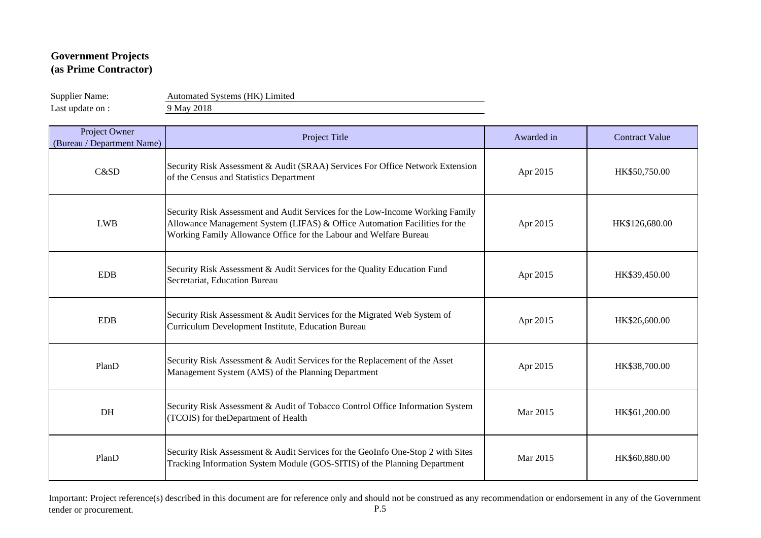**Government Projects**
**(as Prime Contractor)**

Supplier Name: Automated Systems (HK) Limited
Last update on : 9 May 2018

| Project Owner (Bureau / Department Name) | Project Title | Awarded in | Contract Value |
|---|---|---|---|
| C&SD | Security Risk Assessment & Audit (SRAA) Services For Office Network Extension of the Census and Statistics Department | Apr 2015 | HK$50,750.00 |
| LWB | Security Risk Assessment and Audit Services for the Low-Income Working Family Allowance Management System (LIFAS) & Office Automation Facilities for the Working Family Allowance Office for the Labour and Welfare Bureau | Apr 2015 | HK$126,680.00 |
| EDB | Security Risk Assessment & Audit Services for the Quality Education Fund Secretariat, Education Bureau | Apr 2015 | HK$39,450.00 |
| EDB | Security Risk Assessment & Audit Services for the Migrated Web System of Curriculum Development Institute, Education Bureau | Apr 2015 | HK$26,600.00 |
| PlanD | Security Risk Assessment & Audit Services for the Replacement of the Asset Management System (AMS) of the Planning Department | Apr 2015 | HK$38,700.00 |
| DH | Security Risk Assessment & Audit of Tobacco Control Office Information System (TCOIS) for theDepartment of Health | Mar 2015 | HK$61,200.00 |
| PlanD | Security Risk Assessment & Audit Services for the GeoInfo One-Stop 2 with Sites Tracking Information System Module (GOS-SITIS) of the Planning Department | Mar 2015 | HK$60,880.00 |

Important: Project reference(s) described in this document are for reference only and should not be construed as any recommendation or endorsement in any of the Government tender or procurement.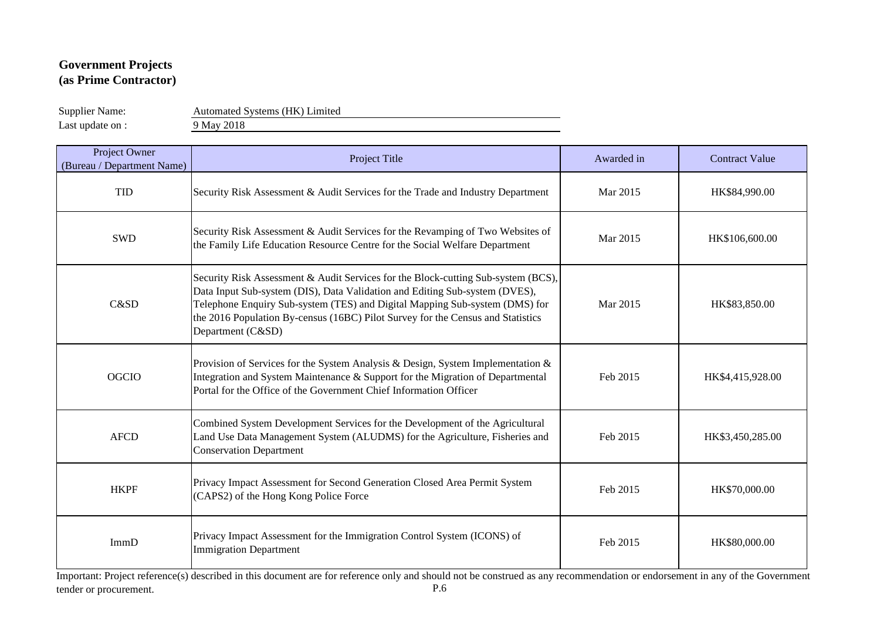**Government Projects**
**(as Prime Contractor)**

Supplier Name: Automated Systems (HK) Limited
Last update on : 9 May 2018

| Project Owner (Bureau / Department Name) | Project Title | Awarded in | Contract Value |
|---|---|---|---|
| TID | Security Risk Assessment & Audit Services for the Trade and Industry Department | Mar 2015 | HK$84,990.00 |
| SWD | Security Risk Assessment & Audit Services for the Revamping of Two Websites of the Family Life Education Resource Centre for the Social Welfare Department | Mar 2015 | HK$106,600.00 |
| C&SD | Security Risk Assessment & Audit Services for the Block-cutting Sub-system (BCS), Data Input Sub-system (DIS), Data Validation and Editing Sub-system (DVES), Telephone Enquiry Sub-system (TES) and Digital Mapping Sub-system (DMS) for the 2016 Population By-census (16BC) Pilot Survey for the Census and Statistics Department (C&SD) | Mar 2015 | HK$83,850.00 |
| OGCIO | Provision of Services for the System Analysis & Design, System Implementation & Integration and System Maintenance & Support for the Migration of Departmental Portal for the Office of the Government Chief Information Officer | Feb 2015 | HK$4,415,928.00 |
| AFCD | Combined System Development Services for the Development of the Agricultural Land Use Data Management System (ALUDMS) for the Agriculture, Fisheries and Conservation Department | Feb 2015 | HK$3,450,285.00 |
| HKPF | Privacy Impact Assessment for Second Generation Closed Area Permit System (CAPS2) of the Hong Kong Police Force | Feb 2015 | HK$70,000.00 |
| ImmD | Privacy Impact Assessment for the Immigration Control System (ICONS) of Immigration Department | Feb 2015 | HK$80,000.00 |

Important: Project reference(s) described in this document are for reference only and should not be construed as any recommendation or endorsement in any of the Government tender or procurement.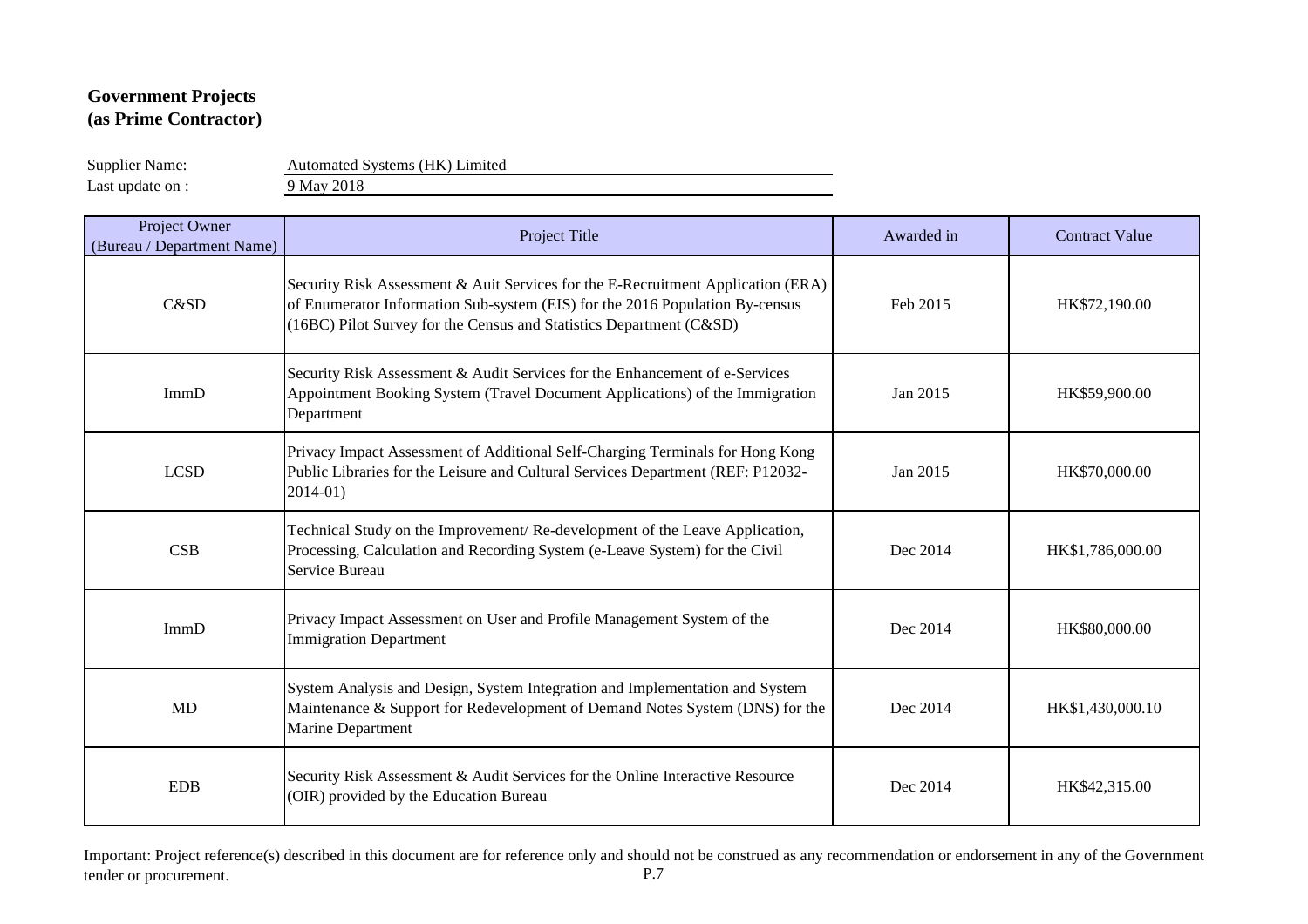## Government Projects
## (as Prime Contractor)

Supplier Name: Automated Systems (HK) Limited
Last update on : 9 May 2018

| Project Owner (Bureau / Department Name) | Project Title | Awarded in | Contract Value |
|---|---|---|---|
| C&SD | Security Risk Assessment & Auit Services for the E-Recruitment Application (ERA) of Enumerator Information Sub-system (EIS) for the 2016 Population By-census (16BC) Pilot Survey for the Census and Statistics Department (C&SD) | Feb 2015 | HK$72,190.00 |
| ImmD | Security Risk Assessment & Audit Services for the Enhancement of e-Services Appointment Booking System (Travel Document Applications) of the Immigration Department | Jan 2015 | HK$59,900.00 |
| LCSD | Privacy Impact Assessment of Additional Self-Charging Terminals for Hong Kong Public Libraries for the Leisure and Cultural Services Department (REF: P12032-2014-01) | Jan 2015 | HK$70,000.00 |
| CSB | Technical Study on the Improvement/ Re-development of the Leave Application, Processing, Calculation and Recording System (e-Leave System) for the Civil Service Bureau | Dec 2014 | HK$1,786,000.00 |
| ImmD | Privacy Impact Assessment on User and Profile Management System of the Immigration Department | Dec 2014 | HK$80,000.00 |
| MD | System Analysis and Design, System Integration and Implementation and System Maintenance & Support for Redevelopment of Demand Notes System (DNS) for the Marine Department | Dec 2014 | HK$1,430,000.10 |
| EDB | Security Risk Assessment & Audit Services for the Online Interactive Resource (OIR) provided by the Education Bureau | Dec 2014 | HK$42,315.00 |

Important: Project reference(s) described in this document are for reference only and should not be construed as any recommendation or endorsement in any of the Government tender or procurement.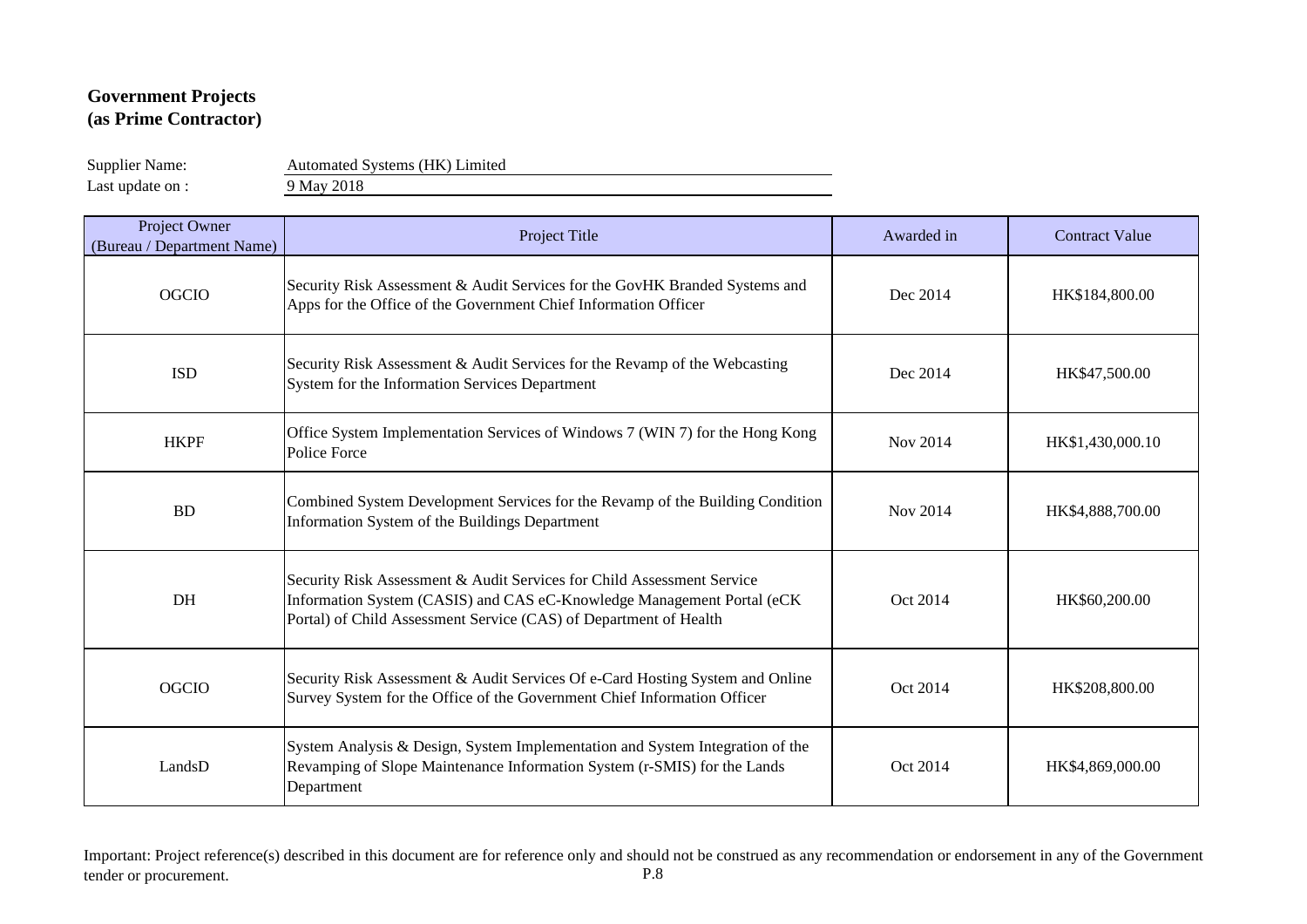**Government Projects**
**(as Prime Contractor)**

Supplier Name: Automated Systems (HK) Limited
Last update on : 9 May 2018

| Project Owner (Bureau / Department Name) | Project Title | Awarded in | Contract Value |
|---|---|---|---|
| OGCIO | Security Risk Assessment & Audit Services for the GovHK Branded Systems and Apps for the Office of the Government Chief Information Officer | Dec 2014 | HK$184,800.00 |
| ISD | Security Risk Assessment & Audit Services for the Revamp of the Webcasting System for the Information Services Department | Dec 2014 | HK$47,500.00 |
| HKPF | Office System Implementation Services of Windows 7 (WIN 7) for the Hong Kong Police Force | Nov 2014 | HK$1,430,000.10 |
| BD | Combined System Development Services for the Revamp of the Building Condition Information System of the Buildings Department | Nov 2014 | HK$4,888,700.00 |
| DH | Security Risk Assessment & Audit Services for Child Assessment Service Information System (CASIS) and CAS eC-Knowledge Management Portal (eCK Portal) of Child Assessment Service (CAS) of Department of Health | Oct 2014 | HK$60,200.00 |
| OGCIO | Security Risk Assessment & Audit Services Of e-Card Hosting System and Online Survey System for the Office of the Government Chief Information Officer | Oct 2014 | HK$208,800.00 |
| LandsD | System Analysis & Design, System Implementation and System Integration of the Revamping of Slope Maintenance Information System (r-SMIS) for the Lands Department | Oct 2014 | HK$4,869,000.00 |

Important: Project reference(s) described in this document are for reference only and should not be construed as any recommendation or endorsement in any of the Government tender or procurement.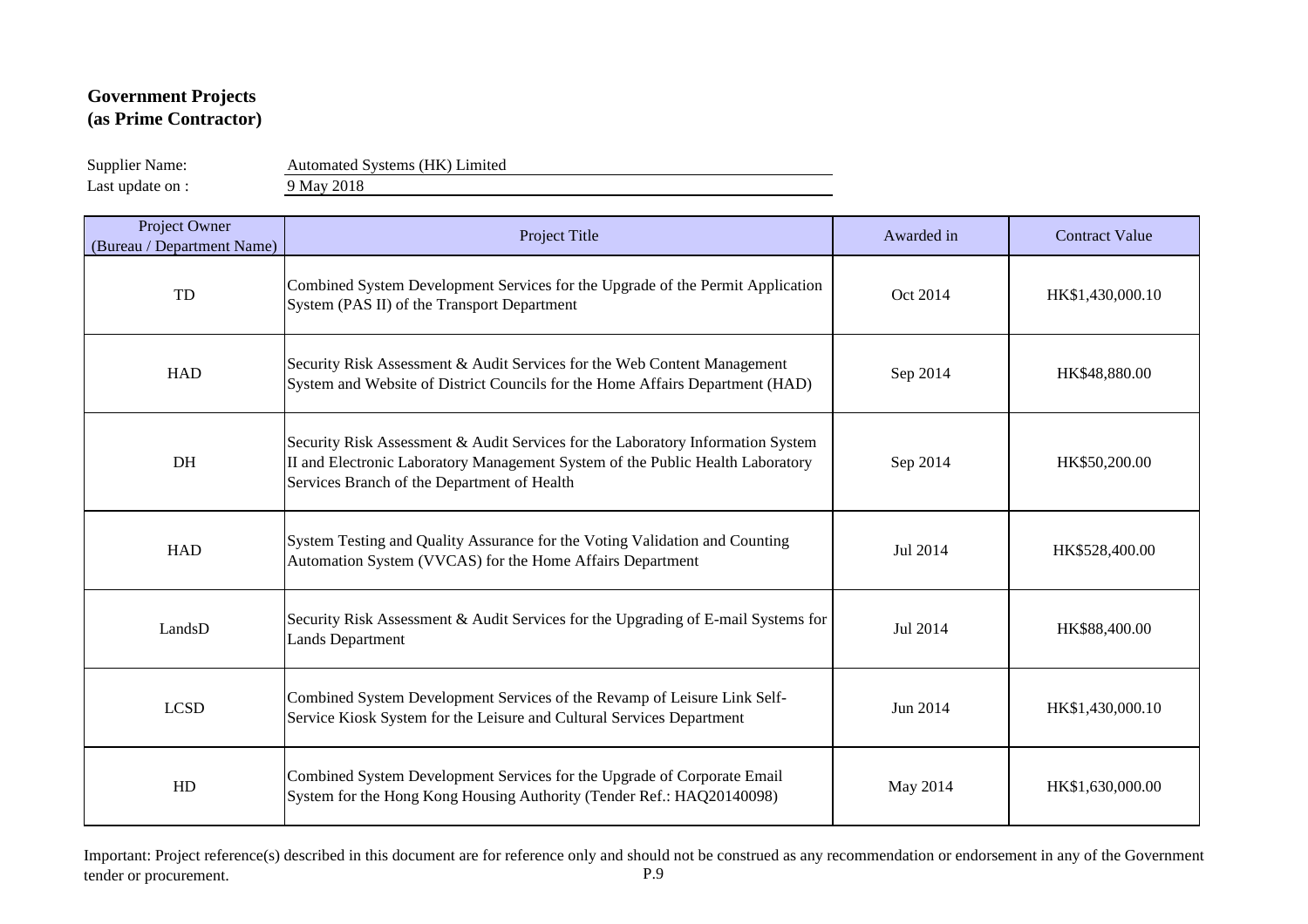**Government Projects**
**(as Prime Contractor)**

Supplier Name: Automated Systems (HK) Limited
Last update on : 9 May 2018

| Project Owner (Bureau / Department Name) | Project Title | Awarded in | Contract Value |
|---|---|---|---|
| TD | Combined System Development Services for the Upgrade of the Permit Application System (PAS II) of the Transport Department | Oct 2014 | HK$1,430,000.10 |
| HAD | Security Risk Assessment & Audit Services for the Web Content Management System and Website of District Councils for the Home Affairs Department (HAD) | Sep 2014 | HK$48,880.00 |
| DH | Security Risk Assessment & Audit Services for the Laboratory Information System II and Electronic Laboratory Management System of the Public Health Laboratory Services Branch of the Department of Health | Sep 2014 | HK$50,200.00 |
| HAD | System Testing and Quality Assurance for the Voting Validation and Counting Automation System (VVCAS) for the Home Affairs Department | Jul 2014 | HK$528,400.00 |
| LandsD | Security Risk Assessment & Audit Services for the Upgrading of E-mail Systems for Lands Department | Jul 2014 | HK$88,400.00 |
| LCSD | Combined System Development Services of the Revamp of Leisure Link Self-Service Kiosk System for the Leisure and Cultural Services Department | Jun 2014 | HK$1,430,000.10 |
| HD | Combined System Development Services for the Upgrade of Corporate Email System for the Hong Kong Housing Authority (Tender Ref.: HAQ20140098) | May 2014 | HK$1,630,000.00 |

Important: Project reference(s) described in this document are for reference only and should not be construed as any recommendation or endorsement in any of the Government tender or procurement.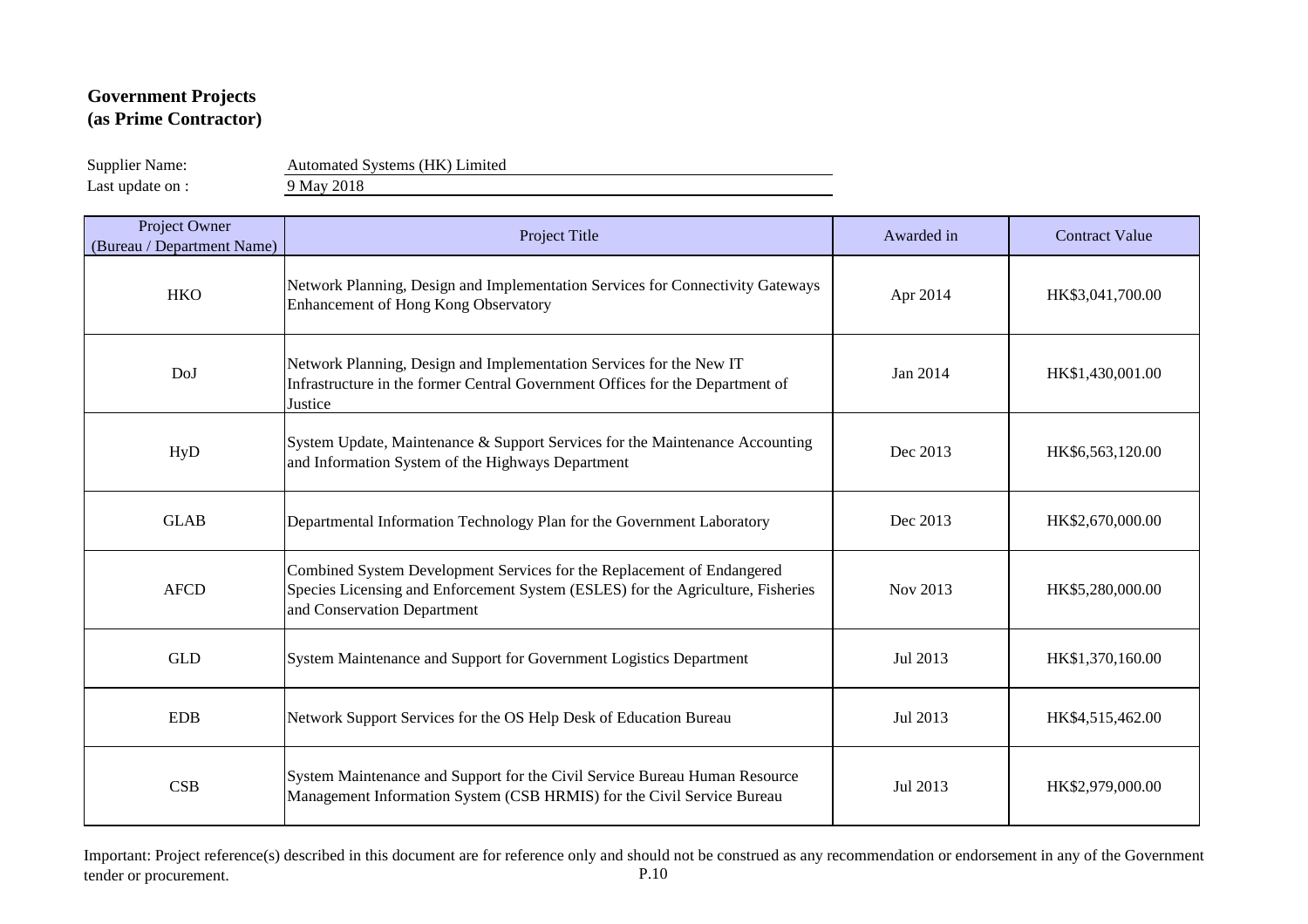**Government Projects**
**(as Prime Contractor)**

Supplier Name: Automated Systems (HK) Limited
Last update on : 9 May 2018

| Project Owner (Bureau / Department Name) | Project Title | Awarded in | Contract Value |
|---|---|---|---|
| HKO | Network Planning, Design and Implementation Services for Connectivity Gateways Enhancement of Hong Kong Observatory | Apr 2014 | HK$3,041,700.00 |
| DoJ | Network Planning, Design and Implementation Services for the New IT Infrastructure in the former Central Government Offices for the Department of Justice | Jan 2014 | HK$1,430,001.00 |
| HyD | System Update, Maintenance & Support Services for the Maintenance Accounting and Information System of the Highways Department | Dec 2013 | HK$6,563,120.00 |
| GLAB | Departmental Information Technology Plan for the Government Laboratory | Dec 2013 | HK$2,670,000.00 |
| AFCD | Combined System Development Services for the Replacement of Endangered Species Licensing and Enforcement System (ESLES) for the Agriculture, Fisheries and Conservation Department | Nov 2013 | HK$5,280,000.00 |
| GLD | System Maintenance and Support for Government Logistics Department | Jul 2013 | HK$1,370,160.00 |
| EDB | Network Support Services for the OS Help Desk of Education Bureau | Jul 2013 | HK$4,515,462.00 |
| CSB | System Maintenance and Support for the Civil Service Bureau Human Resource Management Information System (CSB HRMIS) for the Civil Service Bureau | Jul 2013 | HK$2,979,000.00 |

Important: Project reference(s) described in this document are for reference only and should not be construed as any recommendation or endorsement in any of the Government tender or procurement.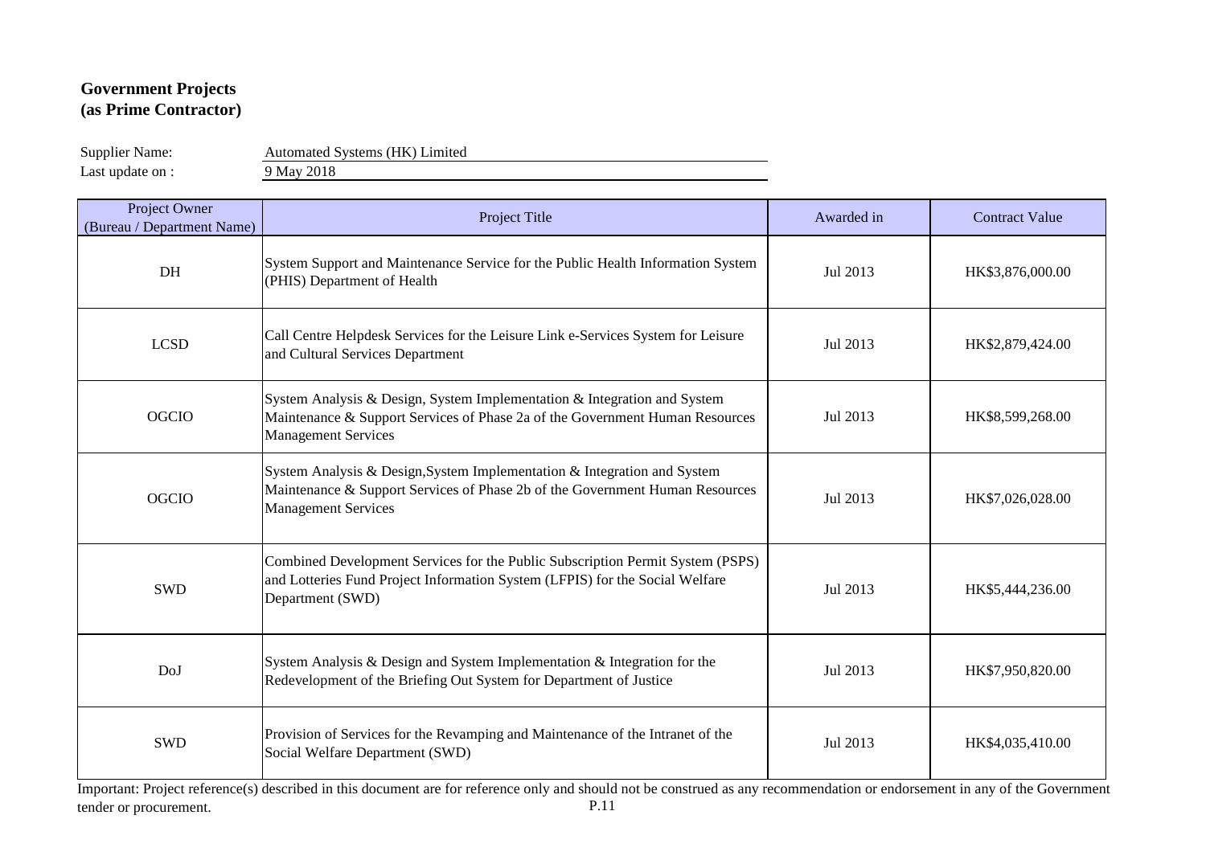**Government Projects**
**(as Prime Contractor)**

Supplier Name: Automated Systems (HK) Limited
Last update on : 9 May 2018

| Project Owner (Bureau / Department Name) | Project Title | Awarded in | Contract Value |
|---|---|---|---|
| DH | System Support and Maintenance Service for the Public Health Information System (PHIS) Department of Health | Jul 2013 | HK$3,876,000.00 |
| LCSD | Call Centre Helpdesk Services for the Leisure Link e-Services System for Leisure and Cultural Services Department | Jul 2013 | HK$2,879,424.00 |
| OGCIO | System Analysis & Design, System Implementation & Integration and System Maintenance & Support Services of Phase 2a of the Government Human Resources Management Services | Jul 2013 | HK$8,599,268.00 |
| OGCIO | System Analysis & Design,System Implementation & Integration and System Maintenance & Support Services of Phase 2b of the Government Human Resources Management Services | Jul 2013 | HK$7,026,028.00 |
| SWD | Combined Development Services for the Public Subscription Permit System (PSPS) and Lotteries Fund Project Information System (LFPIS) for the Social Welfare Department (SWD) | Jul 2013 | HK$5,444,236.00 |
| DoJ | System Analysis & Design and System Implementation & Integration for the Redevelopment of the Briefing Out System for Department of Justice | Jul 2013 | HK$7,950,820.00 |
| SWD | Provision of Services for the Revamping and Maintenance of the Intranet of the Social Welfare Department (SWD) | Jul 2013 | HK$4,035,410.00 |

Important: Project reference(s) described in this document are for reference only and should not be construed as any recommendation or endorsement in any of the Government tender or procurement.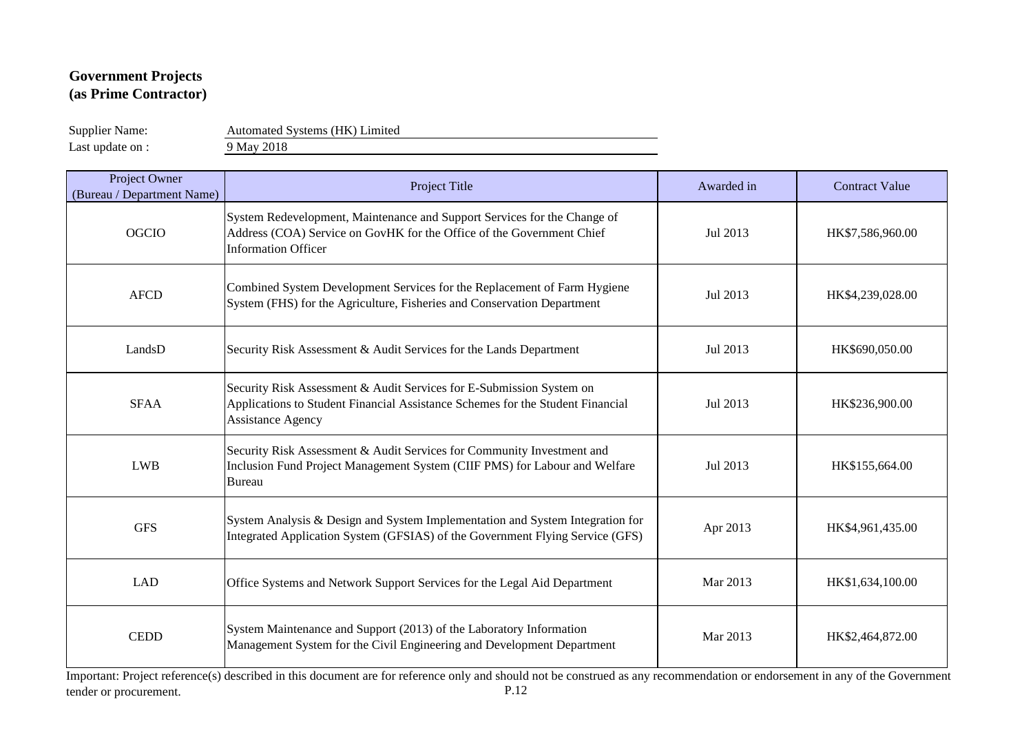**Government Projects**
**(as Prime Contractor)**

Supplier Name: Automated Systems (HK) Limited
Last update on : 9 May 2018

| Project Owner (Bureau / Department Name) | Project Title | Awarded in | Contract Value |
|---|---|---|---|
| OGCIO | System Redevelopment, Maintenance and Support Services for the Change of Address (COA) Service on GovHK for the Office of the Government Chief Information Officer | Jul 2013 | HK$7,586,960.00 |
| AFCD | Combined System Development Services for the Replacement of Farm Hygiene System (FHS) for the Agriculture, Fisheries and Conservation Department | Jul 2013 | HK$4,239,028.00 |
| LandsD | Security Risk Assessment & Audit Services for the Lands Department | Jul 2013 | HK$690,050.00 |
| SFAA | Security Risk Assessment & Audit Services for E-Submission System on Applications to Student Financial Assistance Schemes for the Student Financial Assistance Agency | Jul 2013 | HK$236,900.00 |
| LWB | Security Risk Assessment & Audit Services for Community Investment and Inclusion Fund Project Management System (CIIF PMS) for Labour and Welfare Bureau | Jul 2013 | HK$155,664.00 |
| GFS | System Analysis & Design and System Implementation and System Integration for Integrated Application System (GFSIAS) of the Government Flying Service (GFS) | Apr 2013 | HK$4,961,435.00 |
| LAD | Office Systems and Network Support Services for the Legal Aid Department | Mar 2013 | HK$1,634,100.00 |
| CEDD | System Maintenance and Support (2013) of the Laboratory Information Management System for the Civil Engineering and Development Department | Mar 2013 | HK$2,464,872.00 |

Important: Project reference(s) described in this document are for reference only and should not be construed as any recommendation or endorsement in any of the Government tender or procurement.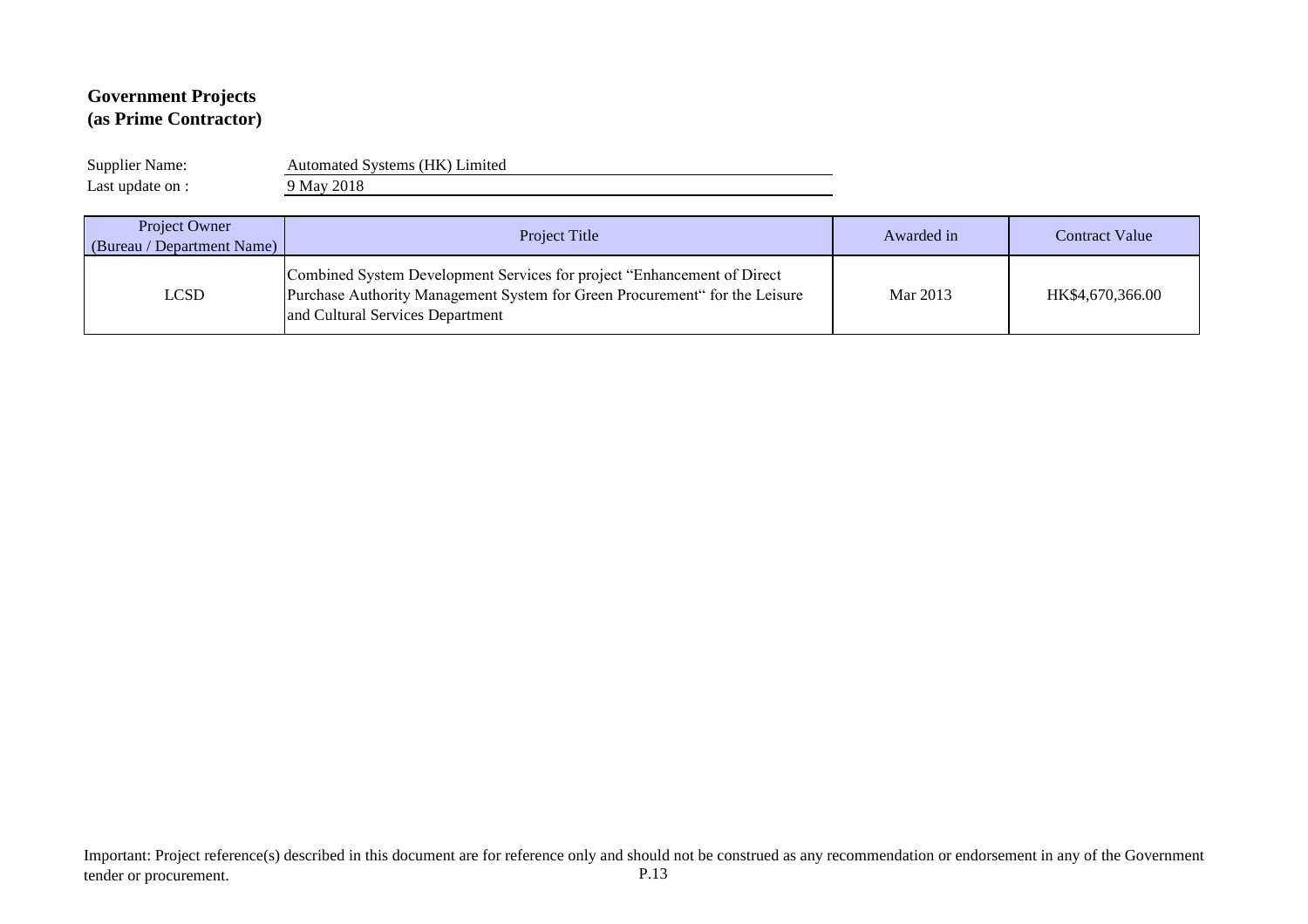**Government Projects**
**(as Prime Contractor)**

Supplier Name: Automated Systems (HK) Limited
Last update on : 9 May 2018

| Project Owner (Bureau / Department Name) | Project Title | Awarded in | Contract Value |
|---|---|---|---|
| LCSD | Combined System Development Services for project “Enhancement of Direct Purchase Authority Management System for Green Procurement“ for the Leisure and Cultural Services Department | Mar 2013 | HK$4,670,366.00 |

Important: Project reference(s) described in this document are for reference only and should not be construed as any recommendation or endorsement in any of the Government tender or procurement.